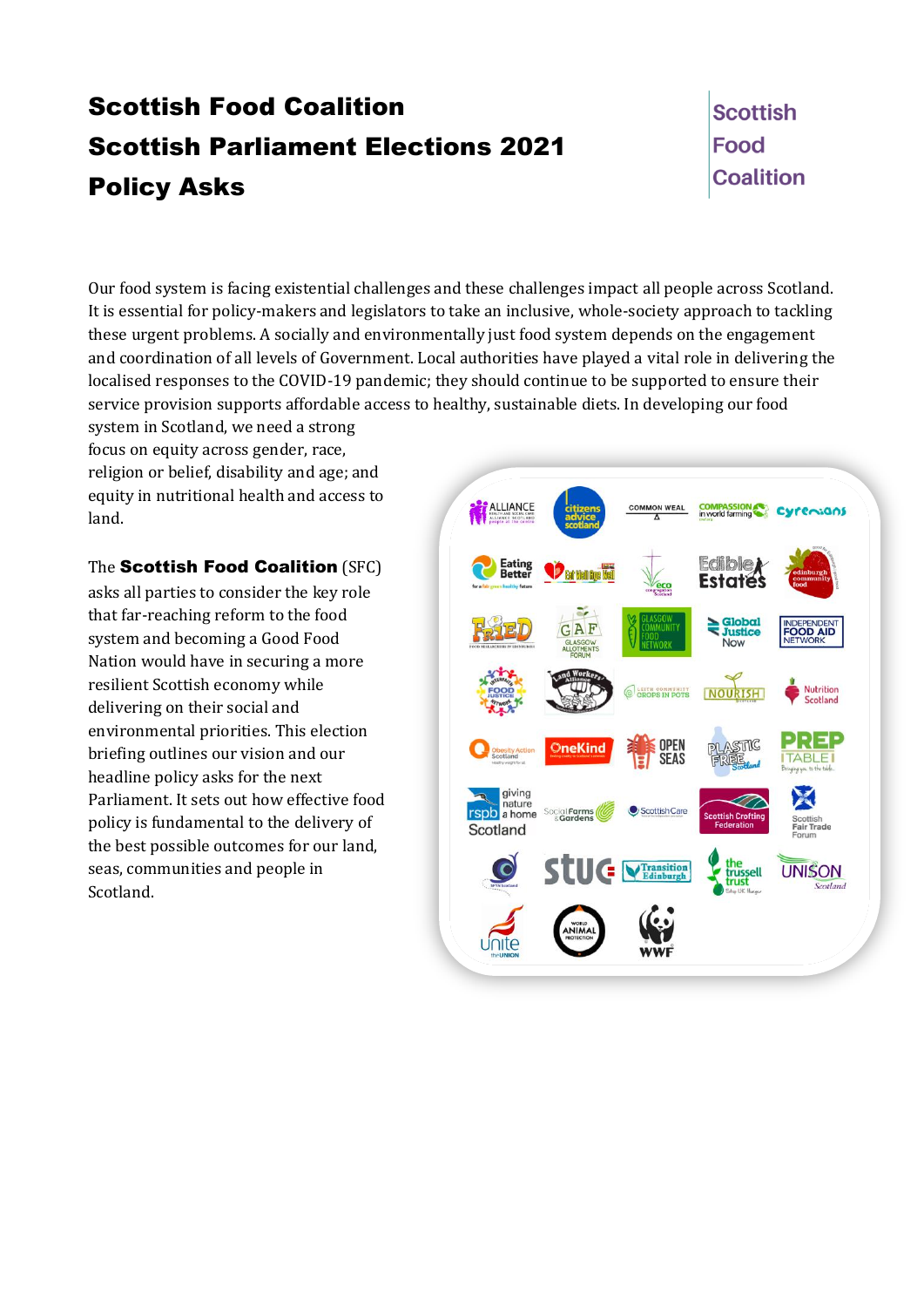# Scottish Food Coalition
# Scottish Parliament Elections 2021
# Policy Asks

Scottish Food Coalition

Our food system is facing existential challenges and these challenges impact all people across Scotland. It is essential for policy-makers and legislators to take an inclusive, whole-society approach to tackling these urgent problems. A socially and environmentally just food system depends on the engagement and coordination of all levels of Government. Local authorities have played a vital role in delivering the localised responses to the COVID-19 pandemic; they should continue to be supported to ensure their service provision supports affordable access to healthy, sustainable diets. In developing our food system in Scotland, we need a strong focus on equity across gender, race, religion or belief, disability and age; and equity in nutritional health and access to land.

The **Scottish Food Coalition** (SFC) asks all parties to consider the key role that far-reaching reform to the food system and becoming a Good Food Nation would have in securing a more resilient Scottish economy while delivering on their social and environmental priorities. This election briefing outlines our vision and our headline policy asks for the next Parliament. It sets out how effective food policy is fundamental to the delivery of the best possible outcomes for our land, seas, communities and people in Scotland.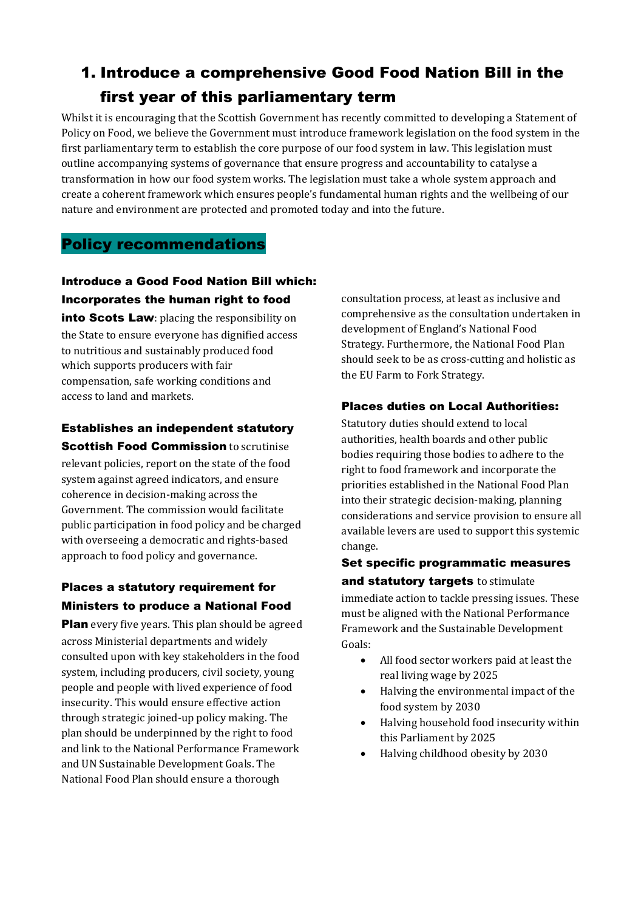# 1. Introduce a comprehensive Good Food Nation Bill in the first year of this parliamentary term

Whilst it is encouraging that the Scottish Government has recently committed to developing a Statement of Policy on Food, we believe the Government must introduce framework legislation on the food system in the first parliamentary term to establish the core purpose of our food system in law. This legislation must outline accompanying systems of governance that ensure progress and accountability to catalyse a transformation in how our food system works. The legislation must take a whole system approach and create a coherent framework which ensures people's fundamental human rights and the wellbeing of our nature and environment are protected and promoted today and into the future.

## Policy recommendations

### Introduce a Good Food Nation Bill which:

**Incorporates the human right to food into Scots Law**: placing the responsibility on the State to ensure everyone has dignified access to nutritious and sustainably produced food which supports producers with fair compensation, safe working conditions and access to land and markets.

**Establishes an independent statutory Scottish Food Commission** to scrutinise relevant policies, report on the state of the food system against agreed indicators, and ensure coherence in decision-making across the Government. The commission would facilitate public participation in food policy and be charged with overseeing a democratic and rights-based approach to food policy and governance.

**Places a statutory requirement for Ministers to produce a National Food Plan** every five years. This plan should be agreed across Ministerial departments and widely consulted upon with key stakeholders in the food system, including producers, civil society, young people and people with lived experience of food insecurity. This would ensure effective action through strategic joined-up policy making. The plan should be underpinned by the right to food and link to the National Performance Framework and UN Sustainable Development Goals. The National Food Plan should ensure a thorough consultation process, at least as inclusive and comprehensive as the consultation undertaken in development of England's National Food Strategy. Furthermore, the National Food Plan should seek to be as cross-cutting and holistic as the EU Farm to Fork Strategy.

**Places duties on Local Authorities:** Statutory duties should extend to local authorities, health boards and other public bodies requiring those bodies to adhere to the right to food framework and incorporate the priorities established in the National Food Plan into their strategic decision-making, planning considerations and service provision to ensure all available levers are used to support this systemic change.

**Set specific programmatic measures and statutory targets** to stimulate immediate action to tackle pressing issues. These must be aligned with the National Performance Framework and the Sustainable Development Goals:

- All food sector workers paid at least the real living wage by 2025
- Halving the environmental impact of the food system by 2030
- Halving household food insecurity within this Parliament by 2025
- Halving childhood obesity by 2030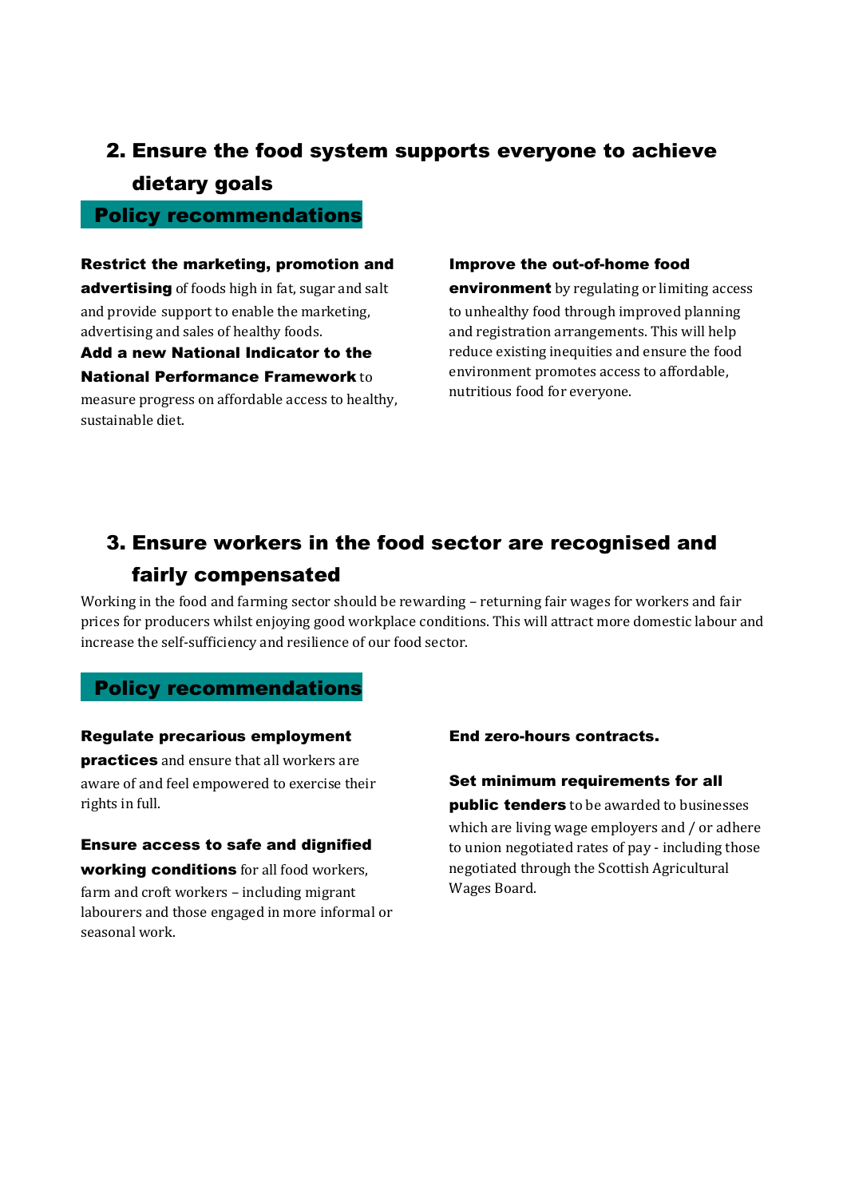## 2. Ensure the food system supports everyone to achieve dietary goals

### Policy recommendations

**Restrict the marketing, promotion and advertising** of foods high in fat, sugar and salt and provide support to enable the marketing, advertising and sales of healthy foods.

**Add a new National Indicator to the National Performance Framework** to measure progress on affordable access to healthy, sustainable diet.

**Improve the out-of-home food environment** by regulating or limiting access to unhealthy food through improved planning and registration arrangements. This will help reduce existing inequities and ensure the food environment promotes access to affordable, nutritious food for everyone.

## 3. Ensure workers in the food sector are recognised and fairly compensated

Working in the food and farming sector should be rewarding – returning fair wages for workers and fair prices for producers whilst enjoying good workplace conditions. This will attract more domestic labour and increase the self-sufficiency and resilience of our food sector.

### Policy recommendations

**Regulate precarious employment practices** and ensure that all workers are aware of and feel empowered to exercise their rights in full.

**Ensure access to safe and dignified working conditions** for all food workers, farm and croft workers – including migrant labourers and those engaged in more informal or seasonal work.

**End zero-hours contracts.**

**Set minimum requirements for all public tenders** to be awarded to businesses which are living wage employers and / or adhere to union negotiated rates of pay - including those negotiated through the Scottish Agricultural Wages Board.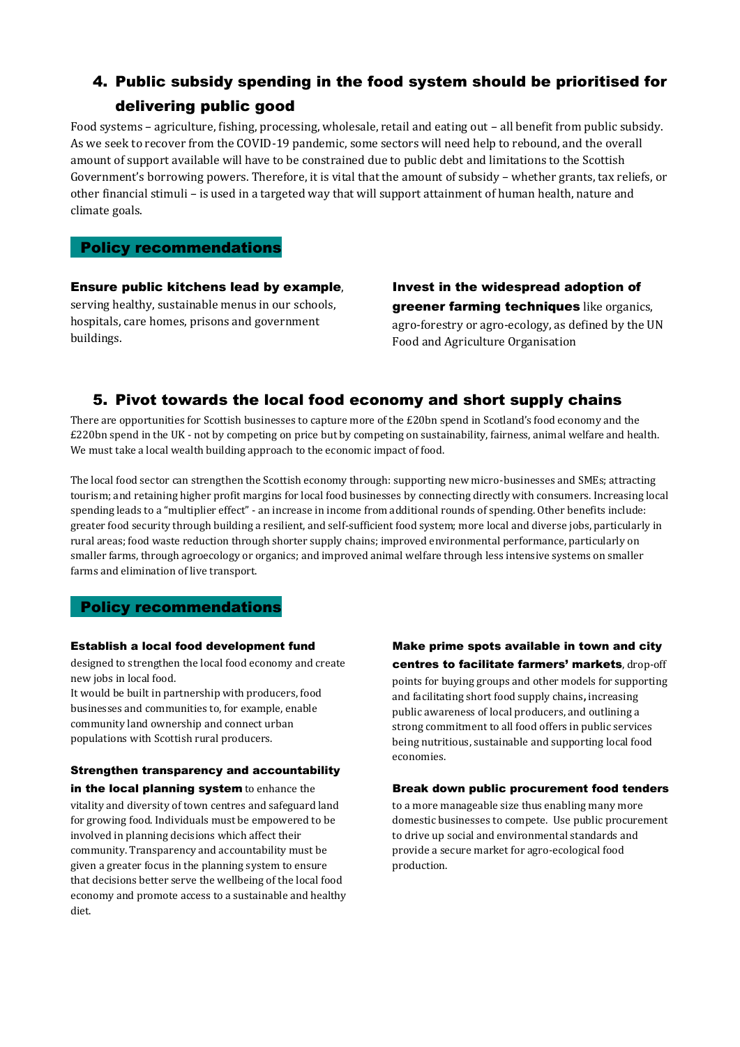## 4. Public subsidy spending in the food system should be prioritised for delivering public good

Food systems – agriculture, fishing, processing, wholesale, retail and eating out – all benefit from public subsidy. As we seek to recover from the COVID-19 pandemic, some sectors will need help to rebound, and the overall amount of support available will have to be constrained due to public debt and limitations to the Scottish Government's borrowing powers. Therefore, it is vital that the amount of subsidy – whether grants, tax reliefs, or other financial stimuli – is used in a targeted way that will support attainment of human health, nature and climate goals.

### Policy recommendations

**Ensure public kitchens lead by example**, serving healthy, sustainable menus in our schools, hospitals, care homes, prisons and government buildings.

**Invest in the widespread adoption of greener farming techniques** like organics, agro-forestry or agro-ecology, as defined by the UN Food and Agriculture Organisation

## 5. Pivot towards the local food economy and short supply chains

There are opportunities for Scottish businesses to capture more of the £20bn spend in Scotland's food economy and the £220bn spend in the UK - not by competing on price but by competing on sustainability, fairness, animal welfare and health. We must take a local wealth building approach to the economic impact of food.

The local food sector can strengthen the Scottish economy through: supporting new micro-businesses and SMEs; attracting tourism; and retaining higher profit margins for local food businesses by connecting directly with consumers. Increasing local spending leads to a "multiplier effect" - an increase in income from additional rounds of spending. Other benefits include: greater food security through building a resilient, and self-sufficient food system; more local and diverse jobs, particularly in rural areas; food waste reduction through shorter supply chains; improved environmental performance, particularly on smaller farms, through agroecology or organics; and improved animal welfare through less intensive systems on smaller farms and elimination of live transport.

### Policy recommendations

**Establish a local food development fund** designed to strengthen the local food economy and create new jobs in local food.
It would be built in partnership with producers, food businesses and communities to, for example, enable community land ownership and connect urban populations with Scottish rural producers.

**Strengthen transparency and accountability in the local planning system** to enhance the vitality and diversity of town centres and safeguard land for growing food. Individuals must be empowered to be involved in planning decisions which affect their community. Transparency and accountability must be given a greater focus in the planning system to ensure that decisions better serve the wellbeing of the local food economy and promote access to a sustainable and healthy diet.

**Make prime spots available in town and city centres to facilitate farmers' markets**, drop-off points for buying groups and other models for supporting and facilitating short food supply chains**,** increasing public awareness of local producers, and outlining a strong commitment to all food offers in public services being nutritious, sustainable and supporting local food economies.

**Break down public procurement food tenders** to a more manageable size thus enabling many more domestic businesses to compete. Use public procurement to drive up social and environmental standards and provide a secure market for agro-ecological food production.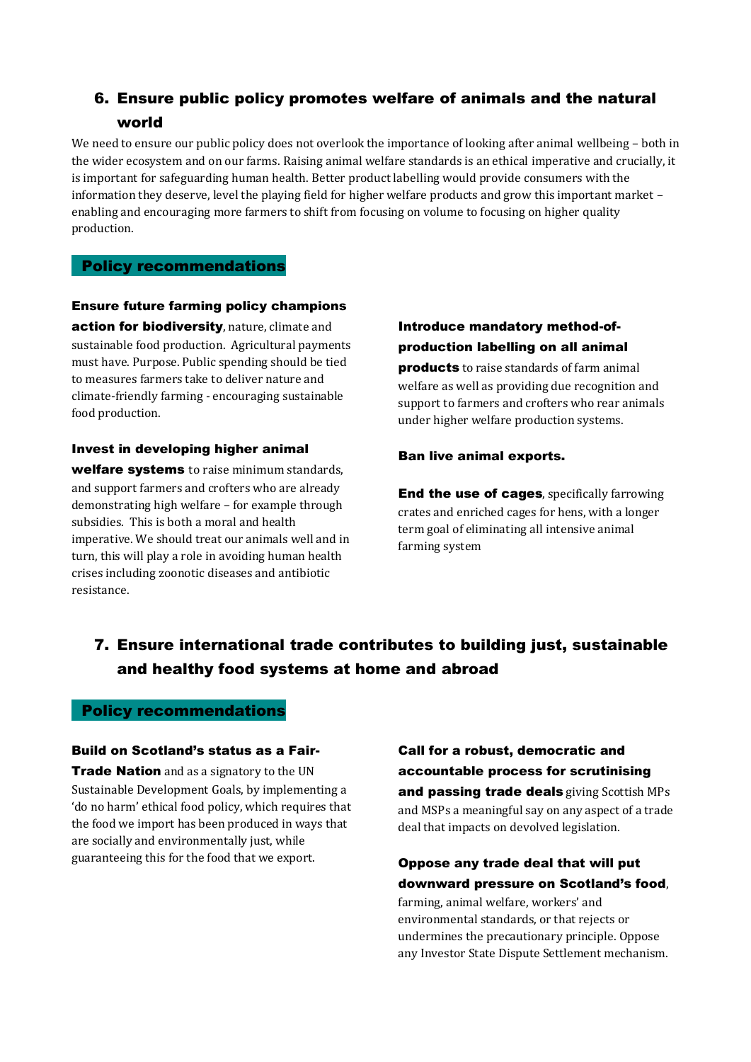## 6. Ensure public policy promotes welfare of animals and the natural world

We need to ensure our public policy does not overlook the importance of looking after animal wellbeing – both in the wider ecosystem and on our farms. Raising animal welfare standards is an ethical imperative and crucially, it is important for safeguarding human health. Better product labelling would provide consumers with the information they deserve, level the playing field for higher welfare products and grow this important market – enabling and encouraging more farmers to shift from focusing on volume to focusing on higher quality production.

### Policy recommendations

**Ensure future farming policy champions action for biodiversity**, nature, climate and sustainable food production. Agricultural payments must have. Purpose. Public spending should be tied to measures farmers take to deliver nature and climate-friendly farming - encouraging sustainable food production.

**Invest in developing higher animal welfare systems** to raise minimum standards, and support farmers and crofters who are already demonstrating high welfare – for example through subsidies. This is both a moral and health imperative. We should treat our animals well and in turn, this will play a role in avoiding human health crises including zoonotic diseases and antibiotic resistance.

**Introduce mandatory method-of-production labelling on all animal products** to raise standards of farm animal welfare as well as providing due recognition and support to farmers and crofters who rear animals under higher welfare production systems.

**Ban live animal exports.**

**End the use of cages**, specifically farrowing crates and enriched cages for hens, with a longer term goal of eliminating all intensive animal farming system

## 7. Ensure international trade contributes to building just, sustainable and healthy food systems at home and abroad

### Policy recommendations

**Build on Scotland's status as a Fair-Trade Nation** and as a signatory to the UN Sustainable Development Goals, by implementing a 'do no harm' ethical food policy, which requires that the food we import has been produced in ways that are socially and environmentally just, while guaranteeing this for the food that we export.

**Call for a robust, democratic and accountable process for scrutinising and passing trade deals** giving Scottish MPs and MSPs a meaningful say on any aspect of a trade deal that impacts on devolved legislation.

**Oppose any trade deal that will put downward pressure on Scotland's food**, farming, animal welfare, workers' and environmental standards, or that rejects or undermines the precautionary principle. Oppose any Investor State Dispute Settlement mechanism.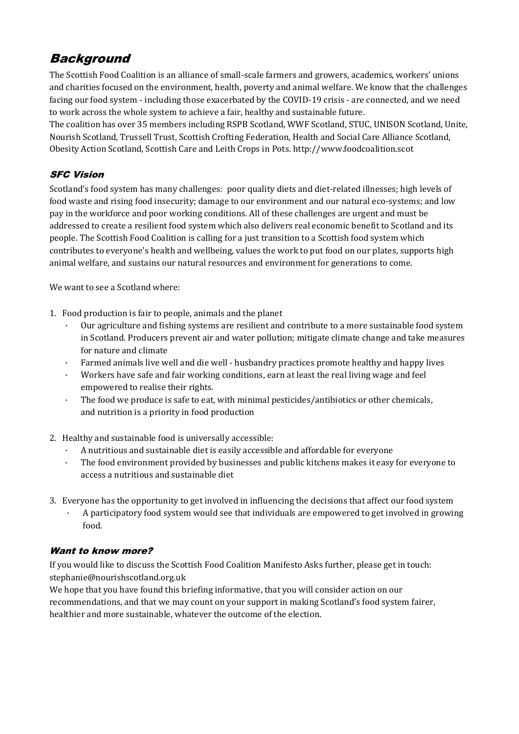## Background

The Scottish Food Coalition is an alliance of small-scale farmers and growers, academics, workers' unions and charities focused on the environment, health, poverty and animal welfare. We know that the challenges facing our food system - including those exacerbated by the COVID-19 crisis - are connected, and we need to work across the whole system to achieve a fair, healthy and sustainable future.
The coalition has over 35 members including RSPB Scotland, WWF Scotland, STUC, UNISON Scotland, Unite, Nourish Scotland, Trussell Trust, Scottish Crofting Federation, Health and Social Care Alliance Scotland, Obesity Action Scotland, Scottish Care and Leith Crops in Pots. http://www.foodcoalition.scot

### SFC Vision

Scotland's food system has many challenges: poor quality diets and diet-related illnesses; high levels of food waste and rising food insecurity; damage to our environment and our natural eco-systems; and low pay in the workforce and poor working conditions. All of these challenges are urgent and must be addressed to create a resilient food system which also delivers real economic benefit to Scotland and its people. The Scottish Food Coalition is calling for a just transition to a Scottish food system which contributes to everyone's health and wellbeing, values the work to put food on our plates, supports high animal welfare, and sustains our natural resources and environment for generations to come.

We want to see a Scotland where:

1. Food production is fair to people, animals and the planet
   - Our agriculture and fishing systems are resilient and contribute to a more sustainable food system in Scotland. Producers prevent air and water pollution; mitigate climate change and take measures for nature and climate
   - Farmed animals live well and die well - husbandry practices promote healthy and happy lives
   - Workers have safe and fair working conditions, earn at least the real living wage and feel empowered to realise their rights.
   - The food we produce is safe to eat, with minimal pesticides/antibiotics or other chemicals, and nutrition is a priority in food production

2. Healthy and sustainable food is universally accessible:
   - A nutritious and sustainable diet is easily accessible and affordable for everyone
   - The food environment provided by businesses and public kitchens makes it easy for everyone to access a nutritious and sustainable diet

3. Everyone has the opportunity to get involved in influencing the decisions that affect our food system
   - A participatory food system would see that individuals are empowered to get involved in growing food.

### Want to know more?

If you would like to discuss the Scottish Food Coalition Manifesto Asks further, please get in touch: stephanie@nourishscotland.org.uk
We hope that you have found this briefing informative, that you will consider action on our recommendations, and that we may count on your support in making Scotland's food system fairer, healthier and more sustainable, whatever the outcome of the election.